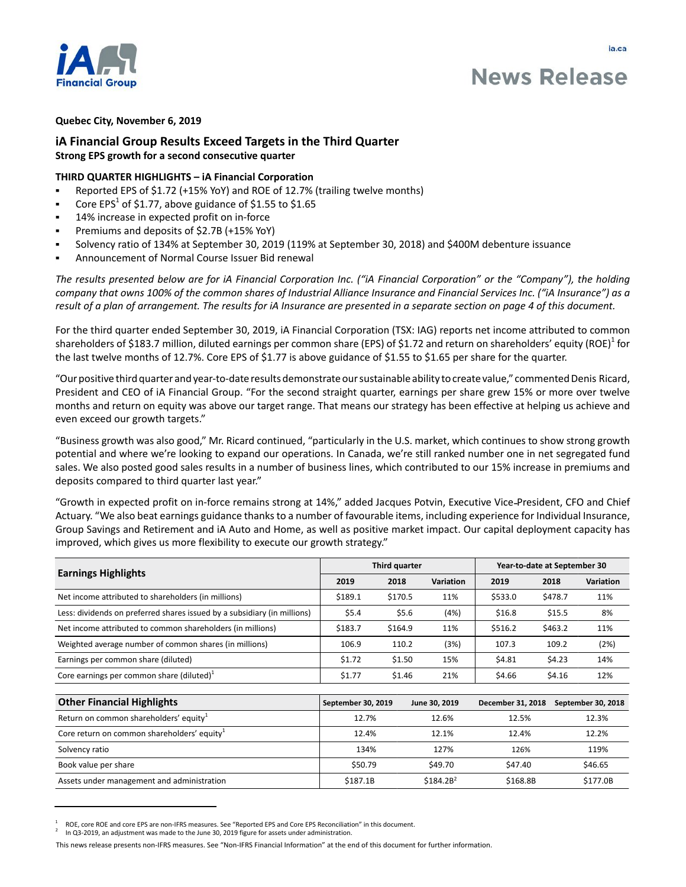ia.ca

# News Release

**Quebec City, November 6, 2019**

## iA Financial Group Results Exceed Targets in the Third Quarter

**Strong EPS growth for a second consecutive quarter**

### THIRD QUARTER HIGHLIGHTS – iA Financial Corporation

- Reported EPS of $1.72 (+15% YoY) and ROE of 12.7% (trailing twelve months)
- Core EPS[1] of $1.77, above guidance of $1.55 to $1.65
- 14% increase in expected profit on in-force
- Premiums and deposits of $2.7B (+15% YoY)
- Solvency ratio of 134% at September 30, 2019 (119% at September 30, 2018) and $400M debenture issuance
- Announcement of Normal Course Issuer Bid renewal

*The results presented below are for iA Financial Corporation Inc. ("iA Financial Corporation" or the "Company"), the holding company that owns 100% of the common shares of Industrial Alliance Insurance and Financial Services Inc. ("iA Insurance") as a result of a plan of arrangement. The results for iA Insurance are presented in a separate section on page 4 of this document.*

For the third quarter ended September 30, 2019, iA Financial Corporation (TSX: IAG) reports net income attributed to common shareholders of $183.7 million, diluted earnings per common share (EPS) of $1.72 and return on shareholders' equity (ROE)[1] for the last twelve months of 12.7%. Core EPS of $1.77 is above guidance of $1.55 to $1.65 per share for the quarter.

"Our positive third quarter and year-to-date results demonstrate our sustainable ability to create value," commented Denis Ricard, President and CEO of iA Financial Group. "For the second straight quarter, earnings per share grew 15% or more over twelve months and return on equity was above our target range. That means our strategy has been effective at helping us achieve and even exceed our growth targets."

"Business growth was also good," Mr. Ricard continued, "particularly in the U.S. market, which continues to show strong growth potential and where we're looking to expand our operations. In Canada, we're still ranked number one in net segregated fund sales. We also posted good sales results in a number of business lines, which contributed to our 15% increase in premiums and deposits compared to third quarter last year."

"Growth in expected profit on in-force remains strong at 14%," added Jacques Potvin, Executive Vice-President, CFO and Chief Actuary. "We also beat earnings guidance thanks to a number of favourable items, including experience for Individual Insurance, Group Savings and Retirement and iA Auto and Home, as well as positive market impact. Our capital deployment capacity has improved, which gives us more flexibility to execute our growth strategy."

| Earnings Highlights | Third quarter | | | Year-to-date at September 30 | | |
|---|---|---|---|---|---|---|
| | 2019 | 2018 | Variation | 2019 | 2018 | Variation |
| Net income attributed to shareholders (in millions) | $189.1 | $170.5 | 11% | $533.0 | $478.7 | 11% |
| Less: dividends on preferred shares issued by a subsidiary (in millions) | $5.4 | $5.6 | (4%) | $16.8 | $15.5 | 8% |
| Net income attributed to common shareholders (in millions) | $183.7 | $164.9 | 11% | $516.2 | $463.2 | 11% |
| Weighted average number of common shares (in millions) | 106.9 | 110.2 | (3%) | 107.3 | 109.2 | (2%) |
| Earnings per common share (diluted) | $1.72 | $1.50 | 15% | $4.81 | $4.23 | 14% |
| Core earnings per common share (diluted)[1] | $1.77 | $1.46 | 21% | $4.66 | $4.16 | 12% |

| Other Financial Highlights | September 30, 2019 | June 30, 2019 | December 31, 2018 | September 30, 2018 |
|---|---|---|---|---|
| Return on common shareholders' equity[1] | 12.7% | 12.6% | 12.5% | 12.3% |
| Core return on common shareholders' equity[1] | 12.4% | 12.1% | 12.4% | 12.2% |
| Solvency ratio | 134% | 127% | 126% | 119% |
| Book value per share | $50.79 | $49.70 | $47.40 | $46.65 |
| Assets under management and administration | $187.1B | $184.2B[2] | $168.8B | $177.0B |

[1] ROE, core ROE and core EPS are non-IFRS measures. See "Reported EPS and Core EPS Reconciliation" in this document.
[2] In Q3-2019, an adjustment was made to the June 30, 2019 figure for assets under administration.

This news release presents non-IFRS measures. See "Non-IFRS Financial Information" at the end of this document for further information.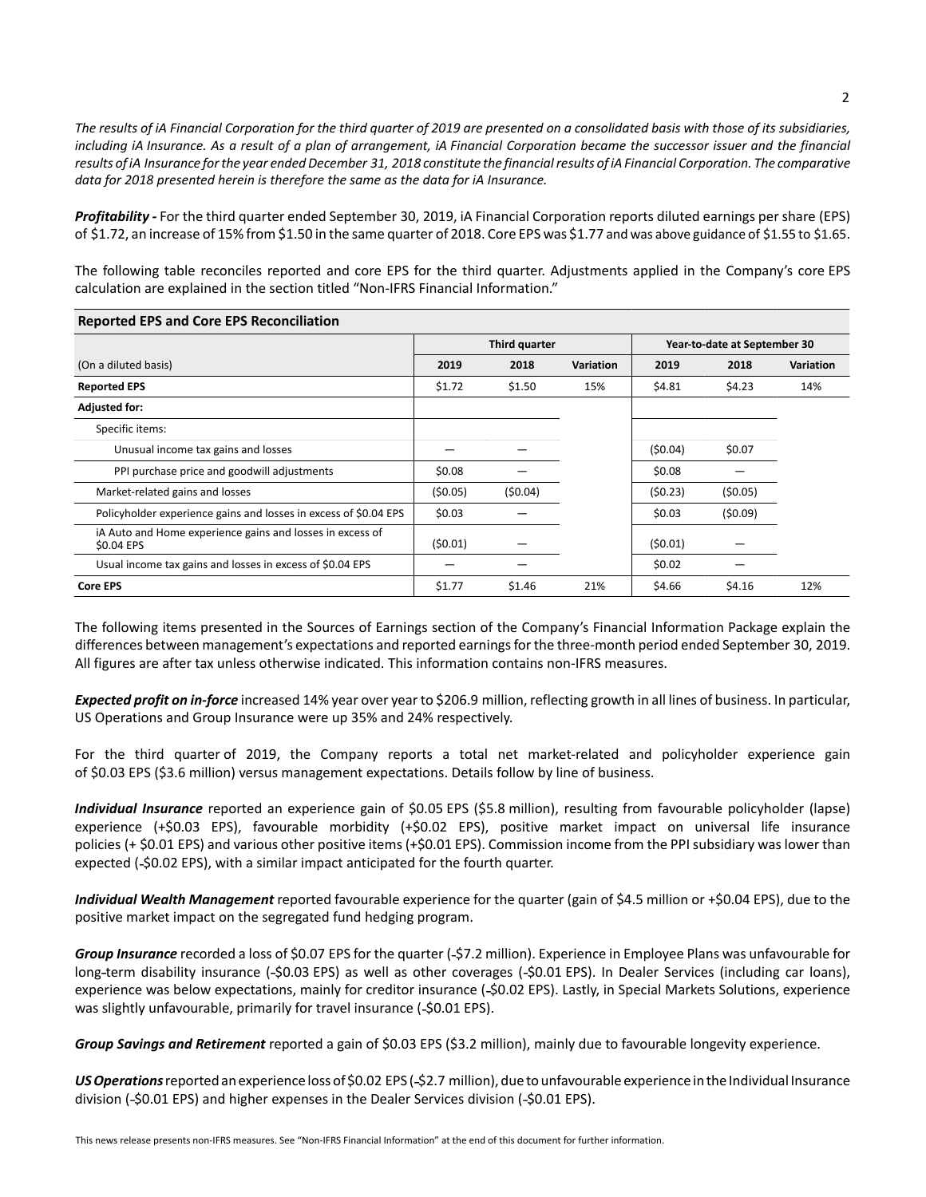*The results of iA Financial Corporation for the third quarter of 2019 are presented on a consolidated basis with those of its subsidiaries, including iA Insurance. As a result of a plan of arrangement, iA Financial Corporation became the successor issuer and the financial results of iA Insurance for the year ended December 31, 2018 constitute the financial results of iA Financial Corporation. The comparative data for 2018 presented herein is therefore the same as the data for iA Insurance.*

***Profitability -*** For the third quarter ended September 30, 2019, iA Financial Corporation reports diluted earnings per share (EPS) of $1.72, an increase of 15% from $1.50 in the same quarter of 2018. Core EPS was $1.77 and was above guidance of $1.55 to $1.65.

The following table reconciles reported and core EPS for the third quarter. Adjustments applied in the Company's core EPS calculation are explained in the section titled "Non-IFRS Financial Information."

**Reported EPS and Core EPS Reconciliation**

| | Third quarter | | | Year-to-date at September 30 | | |
|---|---|---|---|---|---|---|
| (On a diluted basis) | **2019** | **2018** | **Variation** | **2019** | **2018** | **Variation** |
| **Reported EPS** | $1.72 | $1.50 | 15% | $4.81 | $4.23 | 14% |
| **Adjusted for:** | | | | | | |
| Specific items: | | | | | | |
| Unusual income tax gains and losses | — | — | | ($0.04) | $0.07 | |
| PPI purchase price and goodwill adjustments | $0.08 | — | | $0.08 | — | |
| Market-related gains and losses | ($0.05) | ($0.04) | | ($0.23) | ($0.05) | |
| Policyholder experience gains and losses in excess of $0.04 EPS | $0.03 | — | | $0.03 | ($0.09) | |
| iA Auto and Home experience gains and losses in excess of $0.04 EPS | ($0.01) | — | | ($0.01) | — | |
| Usual income tax gains and losses in excess of $0.04 EPS | — | — | | $0.02 | — | |
| **Core EPS** | $1.77 | $1.46 | 21% | $4.66 | $4.16 | 12% |

The following items presented in the Sources of Earnings section of the Company's Financial Information Package explain the differences between management's expectations and reported earnings for the three-month period ended September 30, 2019. All figures are after tax unless otherwise indicated. This information contains non-IFRS measures.

***Expected profit on in-force*** increased 14% year over year to $206.9 million, reflecting growth in all lines of business. In particular, US Operations and Group Insurance were up 35% and 24% respectively.

For the third quarter of 2019, the Company reports a total net market-related and policyholder experience gain of $0.03 EPS ($3.6 million) versus management expectations. Details follow by line of business.

***Individual Insurance*** reported an experience gain of $0.05 EPS ($5.8 million), resulting from favourable policyholder (lapse) experience (+$0.03 EPS), favourable morbidity (+$0.02 EPS), positive market impact on universal life insurance policies (+ $0.01 EPS) and various other positive items (+$0.01 EPS). Commission income from the PPI subsidiary was lower than expected (-$0.02 EPS), with a similar impact anticipated for the fourth quarter.

***Individual Wealth Management*** reported favourable experience for the quarter (gain of $4.5 million or +$0.04 EPS), due to the positive market impact on the segregated fund hedging program.

***Group Insurance*** recorded a loss of $0.07 EPS for the quarter (-$7.2 million). Experience in Employee Plans was unfavourable for long-term disability insurance (-$0.03 EPS) as well as other coverages (-$0.01 EPS). In Dealer Services (including car loans), experience was below expectations, mainly for creditor insurance (-$0.02 EPS). Lastly, in Special Markets Solutions, experience was slightly unfavourable, primarily for travel insurance (-$0.01 EPS).

***Group Savings and Retirement*** reported a gain of $0.03 EPS ($3.2 million), mainly due to favourable longevity experience.

***US Operations*** reported an experience loss of $0.02 EPS (-$2.7 million), due to unfavourable experience in the Individual Insurance division (-$0.01 EPS) and higher expenses in the Dealer Services division (-$0.01 EPS).

This news release presents non-IFRS measures. See "Non-IFRS Financial Information" at the end of this document for further information.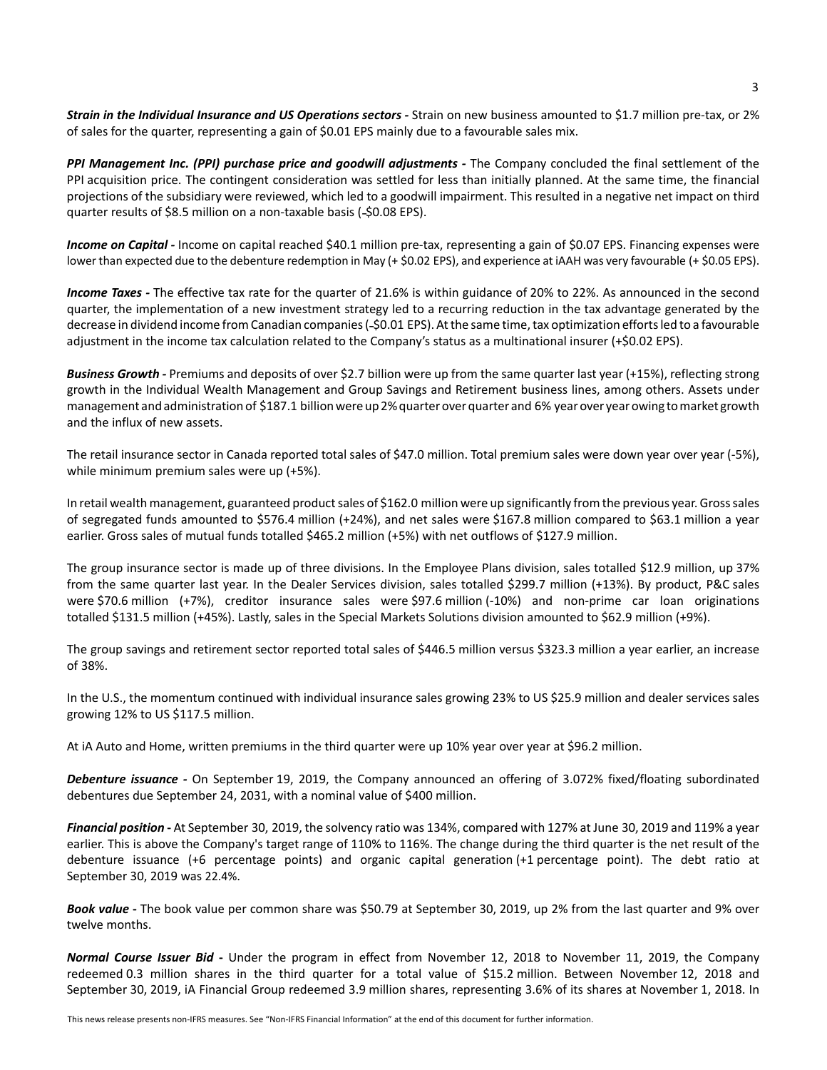***Strain in the Individual Insurance and US Operations sectors -*** Strain on new business amounted to $1.7 million pre-tax, or 2% of sales for the quarter, representing a gain of $0.01 EPS mainly due to a favourable sales mix.

***PPI Management Inc. (PPI) purchase price and goodwill adjustments -*** The Company concluded the final settlement of the PPI acquisition price. The contingent consideration was settled for less than initially planned. At the same time, the financial projections of the subsidiary were reviewed, which led to a goodwill impairment. This resulted in a negative net impact on third quarter results of $8.5 million on a non-taxable basis (-$0.08 EPS).

***Income on Capital -*** Income on capital reached $40.1 million pre-tax, representing a gain of $0.07 EPS. Financing expenses were lower than expected due to the debenture redemption in May (+ $0.02 EPS), and experience at iAAH was very favourable (+ $0.05 EPS).

***Income Taxes -*** The effective tax rate for the quarter of 21.6% is within guidance of 20% to 22%. As announced in the second quarter, the implementation of a new investment strategy led to a recurring reduction in the tax advantage generated by the decrease in dividend income from Canadian companies (-$0.01 EPS). At the same time, tax optimization efforts led to a favourable adjustment in the income tax calculation related to the Company's status as a multinational insurer (+$0.02 EPS).

***Business Growth -*** Premiums and deposits of over $2.7 billion were up from the same quarter last year (+15%), reflecting strong growth in the Individual Wealth Management and Group Savings and Retirement business lines, among others. Assets under management and administration of $187.1 billion were up 2% quarter over quarter and 6% year over year owing to market growth and the influx of new assets.

The retail insurance sector in Canada reported total sales of $47.0 million. Total premium sales were down year over year (-5%), while minimum premium sales were up (+5%).

In retail wealth management, guaranteed product sales of $162.0 million were up significantly from the previous year. Gross sales of segregated funds amounted to $576.4 million (+24%), and net sales were $167.8 million compared to $63.1 million a year earlier. Gross sales of mutual funds totalled $465.2 million (+5%) with net outflows of $127.9 million.

The group insurance sector is made up of three divisions. In the Employee Plans division, sales totalled $12.9 million, up 37% from the same quarter last year. In the Dealer Services division, sales totalled $299.7 million (+13%). By product, P&C sales were $70.6 million (+7%), creditor insurance sales were $97.6 million (-10%) and non-prime car loan originations totalled $131.5 million (+45%). Lastly, sales in the Special Markets Solutions division amounted to $62.9 million (+9%).

The group savings and retirement sector reported total sales of $446.5 million versus $323.3 million a year earlier, an increase of 38%.

In the U.S., the momentum continued with individual insurance sales growing 23% to US $25.9 million and dealer services sales growing 12% to US $117.5 million.

At iA Auto and Home, written premiums in the third quarter were up 10% year over year at $96.2 million.

***Debenture issuance -*** On September 19, 2019, the Company announced an offering of 3.072% fixed/floating subordinated debentures due September 24, 2031, with a nominal value of $400 million.

***Financial position -*** At September 30, 2019, the solvency ratio was 134%, compared with 127% at June 30, 2019 and 119% a year earlier. This is above the Company's target range of 110% to 116%. The change during the third quarter is the net result of the debenture issuance (+6 percentage points) and organic capital generation (+1 percentage point). The debt ratio at September 30, 2019 was 22.4%.

***Book value -*** The book value per common share was $50.79 at September 30, 2019, up 2% from the last quarter and 9% over twelve months.

***Normal Course Issuer Bid -*** Under the program in effect from November 12, 2018 to November 11, 2019, the Company redeemed 0.3 million shares in the third quarter for a total value of $15.2 million. Between November 12, 2018 and September 30, 2019, iA Financial Group redeemed 3.9 million shares, representing 3.6% of its shares at November 1, 2018. In

This news release presents non-IFRS measures. See "Non-IFRS Financial Information" at the end of this document for further information.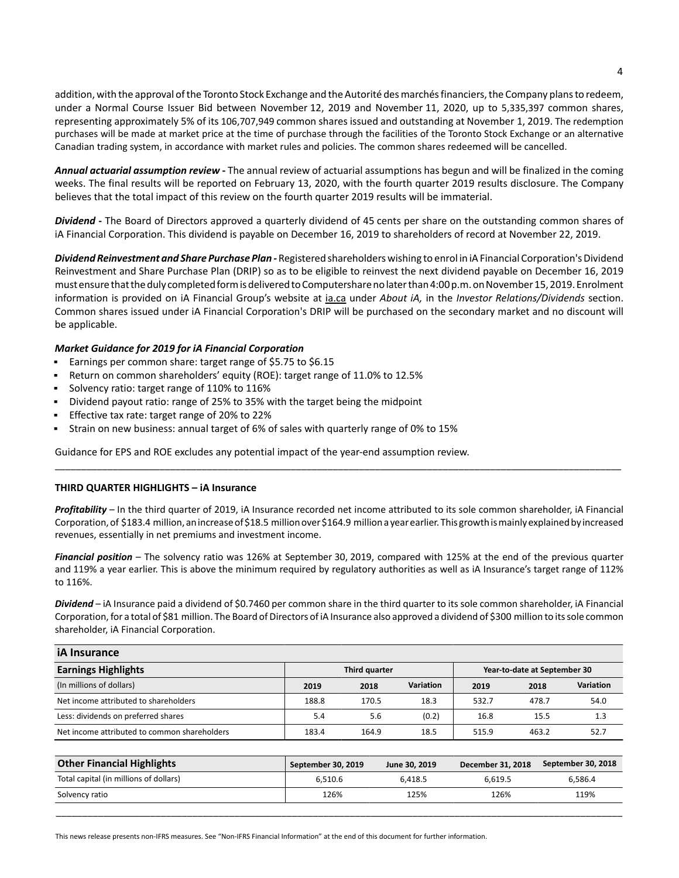addition, with the approval of the Toronto Stock Exchange and the Autorité des marchés financiers, the Company plans to redeem, under a Normal Course Issuer Bid between November 12, 2019 and November 11, 2020, up to 5,335,397 common shares, representing approximately 5% of its 106,707,949 common shares issued and outstanding at November 1, 2019. The redemption purchases will be made at market price at the time of purchase through the facilities of the Toronto Stock Exchange or an alternative Canadian trading system, in accordance with market rules and policies. The common shares redeemed will be cancelled.

***Annual actuarial assumption review -*** The annual review of actuarial assumptions has begun and will be finalized in the coming weeks. The final results will be reported on February 13, 2020, with the fourth quarter 2019 results disclosure. The Company believes that the total impact of this review on the fourth quarter 2019 results will be immaterial.

***Dividend -*** The Board of Directors approved a quarterly dividend of 45 cents per share on the outstanding common shares of iA Financial Corporation. This dividend is payable on December 16, 2019 to shareholders of record at November 22, 2019.

***Dividend Reinvestment and Share Purchase Plan -*** Registered shareholders wishing to enrol in iA Financial Corporation's Dividend Reinvestment and Share Purchase Plan (DRIP) so as to be eligible to reinvest the next dividend payable on December 16, 2019 must ensure that the duly completed form is delivered to Computershare no later than 4:00 p.m. on November 15, 2019. Enrolment information is provided on iA Financial Group's website at ia.ca under *About iA,* in the *Investor Relations/Dividends* section. Common shares issued under iA Financial Corporation's DRIP will be purchased on the secondary market and no discount will be applicable.

***Market Guidance for 2019 for iA Financial Corporation***

- Earnings per common share: target range of $5.75 to $6.15
- Return on common shareholders' equity (ROE): target range of 11.0% to 12.5%
- Solvency ratio: target range of 110% to 116%
- Dividend payout ratio: range of 25% to 35% with the target being the midpoint
- Effective tax rate: target range of 20% to 22%
- Strain on new business: annual target of 6% of sales with quarterly range of 0% to 15%

Guidance for EPS and ROE excludes any potential impact of the year-end assumption review.

**THIRD QUARTER HIGHLIGHTS – iA Insurance**

***Profitability*** – In the third quarter of 2019, iA Insurance recorded net income attributed to its sole common shareholder, iA Financial Corporation, of $183.4 million, an increase of $18.5 million over $164.9 million a year earlier. This growth is mainly explained by increased revenues, essentially in net premiums and investment income.

***Financial position*** – The solvency ratio was 126% at September 30, 2019, compared with 125% at the end of the previous quarter and 119% a year earlier. This is above the minimum required by regulatory authorities as well as iA Insurance's target range of 112% to 116%.

***Dividend*** – iA Insurance paid a dividend of $0.7460 per common share in the third quarter to its sole common shareholder, iA Financial Corporation, for a total of $81 million. The Board of Directors of iA Insurance also approved a dividend of $300 million to its sole common shareholder, iA Financial Corporation.

**iA Insurance**

| Earnings Highlights | Third quarter | | | Year-to-date at September 30 | | |
|---|---|---|---|---|---|---|
| (In millions of dollars) | 2019 | 2018 | Variation | 2019 | 2018 | Variation |
| Net income attributed to shareholders | 188.8 | 170.5 | 18.3 | 532.7 | 478.7 | 54.0 |
| Less: dividends on preferred shares | 5.4 | 5.6 | (0.2) | 16.8 | 15.5 | 1.3 |
| Net income attributed to common shareholders | 183.4 | 164.9 | 18.5 | 515.9 | 463.2 | 52.7 |

| Other Financial Highlights | September 30, 2019 | June 30, 2019 | December 31, 2018 | September 30, 2018 |
|---|---|---|---|---|
| Total capital (in millions of dollars) | 6,510.6 | 6,418.5 | 6,619.5 | 6,586.4 |
| Solvency ratio | 126% | 125% | 126% | 119% |

This news release presents non-IFRS measures. See "Non-IFRS Financial Information" at the end of this document for further information.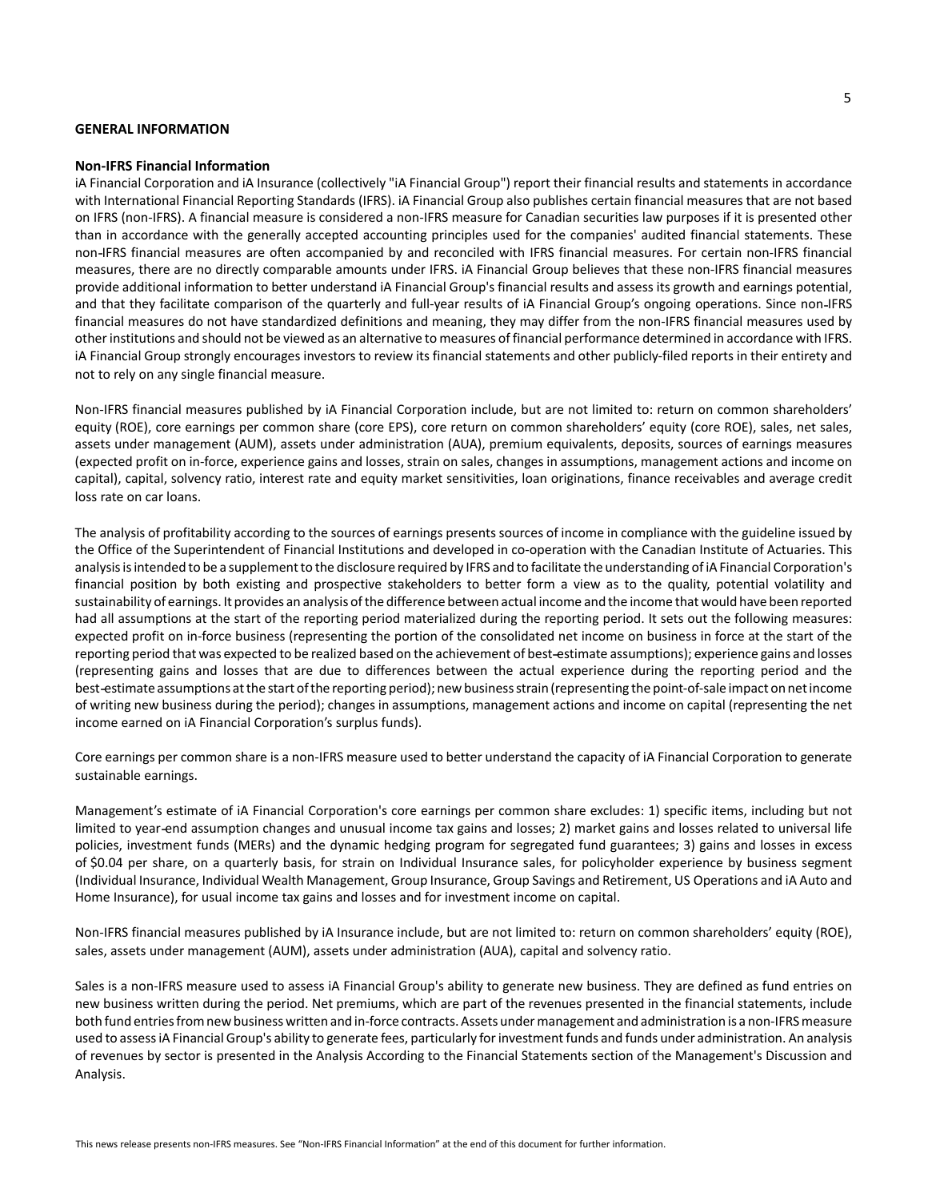## GENERAL INFORMATION

### Non-IFRS Financial Information

iA Financial Corporation and iA Insurance (collectively "iA Financial Group") report their financial results and statements in accordance with International Financial Reporting Standards (IFRS). iA Financial Group also publishes certain financial measures that are not based on IFRS (non-IFRS). A financial measure is considered a non-IFRS measure for Canadian securities law purposes if it is presented other than in accordance with the generally accepted accounting principles used for the companies' audited financial statements. These non-IFRS financial measures are often accompanied by and reconciled with IFRS financial measures. For certain non-IFRS financial measures, there are no directly comparable amounts under IFRS. iA Financial Group believes that these non-IFRS financial measures provide additional information to better understand iA Financial Group's financial results and assess its growth and earnings potential, and that they facilitate comparison of the quarterly and full-year results of iA Financial Group's ongoing operations. Since non-IFRS financial measures do not have standardized definitions and meaning, they may differ from the non-IFRS financial measures used by other institutions and should not be viewed as an alternative to measures of financial performance determined in accordance with IFRS. iA Financial Group strongly encourages investors to review its financial statements and other publicly-filed reports in their entirety and not to rely on any single financial measure.

Non-IFRS financial measures published by iA Financial Corporation include, but are not limited to: return on common shareholders' equity (ROE), core earnings per common share (core EPS), core return on common shareholders' equity (core ROE), sales, net sales, assets under management (AUM), assets under administration (AUA), premium equivalents, deposits, sources of earnings measures (expected profit on in-force, experience gains and losses, strain on sales, changes in assumptions, management actions and income on capital), capital, solvency ratio, interest rate and equity market sensitivities, loan originations, finance receivables and average credit loss rate on car loans.

The analysis of profitability according to the sources of earnings presents sources of income in compliance with the guideline issued by the Office of the Superintendent of Financial Institutions and developed in co-operation with the Canadian Institute of Actuaries. This analysis is intended to be a supplement to the disclosure required by IFRS and to facilitate the understanding of iA Financial Corporation's financial position by both existing and prospective stakeholders to better form a view as to the quality, potential volatility and sustainability of earnings. It provides an analysis of the difference between actual income and the income that would have been reported had all assumptions at the start of the reporting period materialized during the reporting period. It sets out the following measures: expected profit on in-force business (representing the portion of the consolidated net income on business in force at the start of the reporting period that was expected to be realized based on the achievement of best-estimate assumptions); experience gains and losses (representing gains and losses that are due to differences between the actual experience during the reporting period and the best-estimate assumptions at the start of the reporting period); new business strain (representing the point-of-sale impact on net income of writing new business during the period); changes in assumptions, management actions and income on capital (representing the net income earned on iA Financial Corporation's surplus funds).

Core earnings per common share is a non-IFRS measure used to better understand the capacity of iA Financial Corporation to generate sustainable earnings.

Management's estimate of iA Financial Corporation's core earnings per common share excludes: 1) specific items, including but not limited to year-end assumption changes and unusual income tax gains and losses; 2) market gains and losses related to universal life policies, investment funds (MERs) and the dynamic hedging program for segregated fund guarantees; 3) gains and losses in excess of $0.04 per share, on a quarterly basis, for strain on Individual Insurance sales, for policyholder experience by business segment (Individual Insurance, Individual Wealth Management, Group Insurance, Group Savings and Retirement, US Operations and iA Auto and Home Insurance), for usual income tax gains and losses and for investment income on capital.

Non-IFRS financial measures published by iA Insurance include, but are not limited to: return on common shareholders' equity (ROE), sales, assets under management (AUM), assets under administration (AUA), capital and solvency ratio.

Sales is a non-IFRS measure used to assess iA Financial Group's ability to generate new business. They are defined as fund entries on new business written during the period. Net premiums, which are part of the revenues presented in the financial statements, include both fund entries from new business written and in-force contracts. Assets under management and administration is a non-IFRS measure used to assess iA Financial Group's ability to generate fees, particularly for investment funds and funds under administration. An analysis of revenues by sector is presented in the Analysis According to the Financial Statements section of the Management's Discussion and Analysis.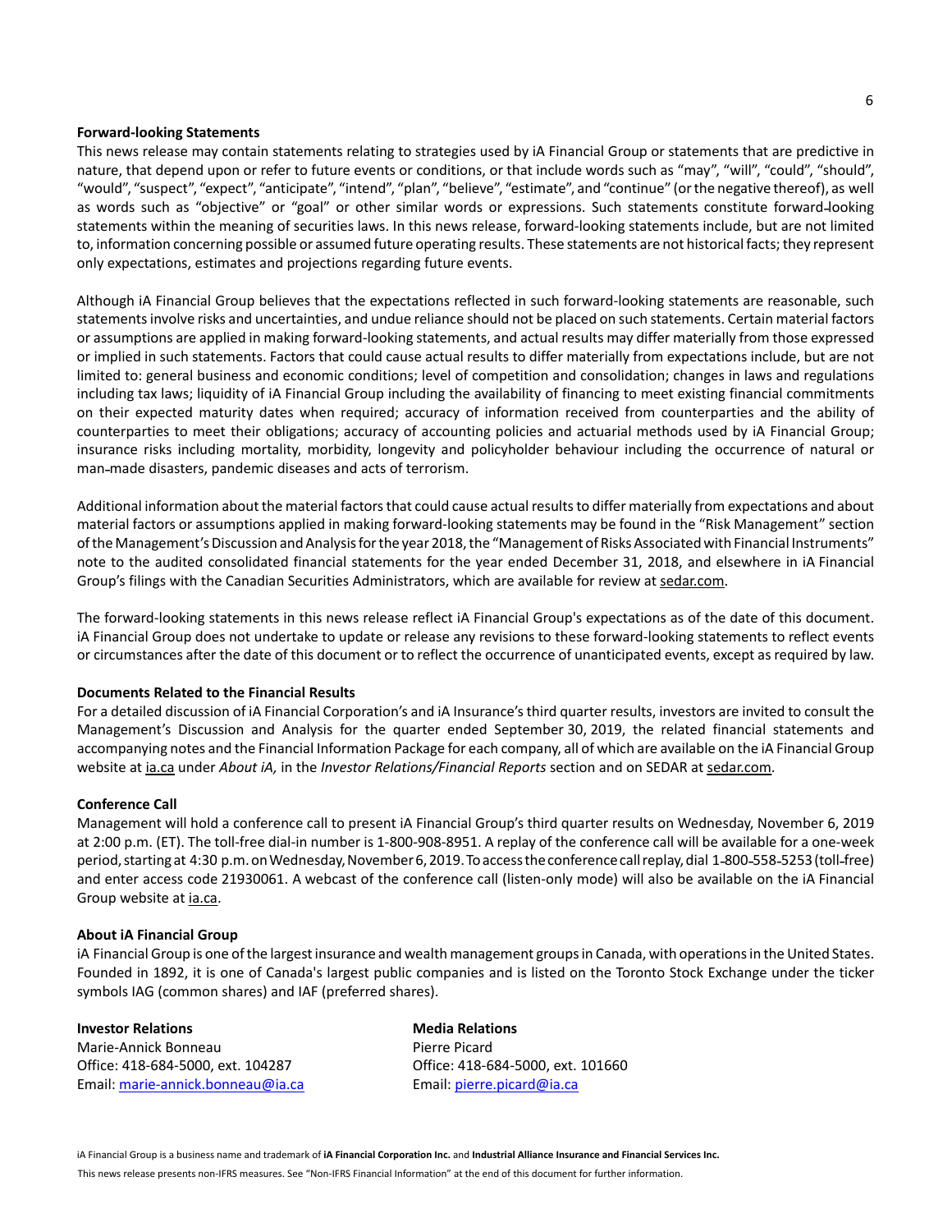**Forward-looking Statements**

This news release may contain statements relating to strategies used by iA Financial Group or statements that are predictive in nature, that depend upon or refer to future events or conditions, or that include words such as "may", "will", "could", "should", "would", "suspect", "expect", "anticipate", "intend", "plan", "believe", "estimate", and "continue" (or the negative thereof), as well as words such as "objective" or "goal" or other similar words or expressions. Such statements constitute forward-looking statements within the meaning of securities laws. In this news release, forward-looking statements include, but are not limited to, information concerning possible or assumed future operating results. These statements are not historical facts; they represent only expectations, estimates and projections regarding future events.

Although iA Financial Group believes that the expectations reflected in such forward-looking statements are reasonable, such statements involve risks and uncertainties, and undue reliance should not be placed on such statements. Certain material factors or assumptions are applied in making forward-looking statements, and actual results may differ materially from those expressed or implied in such statements. Factors that could cause actual results to differ materially from expectations include, but are not limited to: general business and economic conditions; level of competition and consolidation; changes in laws and regulations including tax laws; liquidity of iA Financial Group including the availability of financing to meet existing financial commitments on their expected maturity dates when required; accuracy of information received from counterparties and the ability of counterparties to meet their obligations; accuracy of accounting policies and actuarial methods used by iA Financial Group; insurance risks including mortality, morbidity, longevity and policyholder behaviour including the occurrence of natural or man-made disasters, pandemic diseases and acts of terrorism.

Additional information about the material factors that could cause actual results to differ materially from expectations and about material factors or assumptions applied in making forward-looking statements may be found in the "Risk Management" section of the Management's Discussion and Analysis for the year 2018, the "Management of Risks Associated with Financial Instruments" note to the audited consolidated financial statements for the year ended December 31, 2018, and elsewhere in iA Financial Group's filings with the Canadian Securities Administrators, which are available for review at sedar.com.

The forward-looking statements in this news release reflect iA Financial Group's expectations as of the date of this document. iA Financial Group does not undertake to update or release any revisions to these forward-looking statements to reflect events or circumstances after the date of this document or to reflect the occurrence of unanticipated events, except as required by law.

**Documents Related to the Financial Results**

For a detailed discussion of iA Financial Corporation's and iA Insurance's third quarter results, investors are invited to consult the Management's Discussion and Analysis for the quarter ended September 30, 2019, the related financial statements and accompanying notes and the Financial Information Package for each company, all of which are available on the iA Financial Group website at ia.ca under *About iA,* in the *Investor Relations/Financial Reports* section and on SEDAR at sedar.com.

**Conference Call**

Management will hold a conference call to present iA Financial Group's third quarter results on Wednesday, November 6, 2019 at 2:00 p.m. (ET). The toll-free dial-in number is 1-800-908-8951. A replay of the conference call will be available for a one-week period, starting at 4:30 p.m. on Wednesday, November 6, 2019. To access the conference call replay, dial 1-800-558-5253 (toll-free) and enter access code 21930061. A webcast of the conference call (listen-only mode) will also be available on the iA Financial Group website at ia.ca.

**About iA Financial Group**

iA Financial Group is one of the largest insurance and wealth management groups in Canada, with operations in the United States. Founded in 1892, it is one of Canada's largest public companies and is listed on the Toronto Stock Exchange under the ticker symbols IAG (common shares) and IAF (preferred shares).

**Investor Relations**
Marie-Annick Bonneau
Office: 418-684-5000, ext. 104287
Email: marie-annick.bonneau@ia.ca

**Media Relations**
Pierre Picard
Office: 418-684-5000, ext. 101660
Email: pierre.picard@ia.ca

iA Financial Group is a business name and trademark of **iA Financial Corporation Inc.** and **Industrial Alliance Insurance and Financial Services Inc.**

This news release presents non-IFRS measures. See "Non-IFRS Financial Information" at the end of this document for further information.